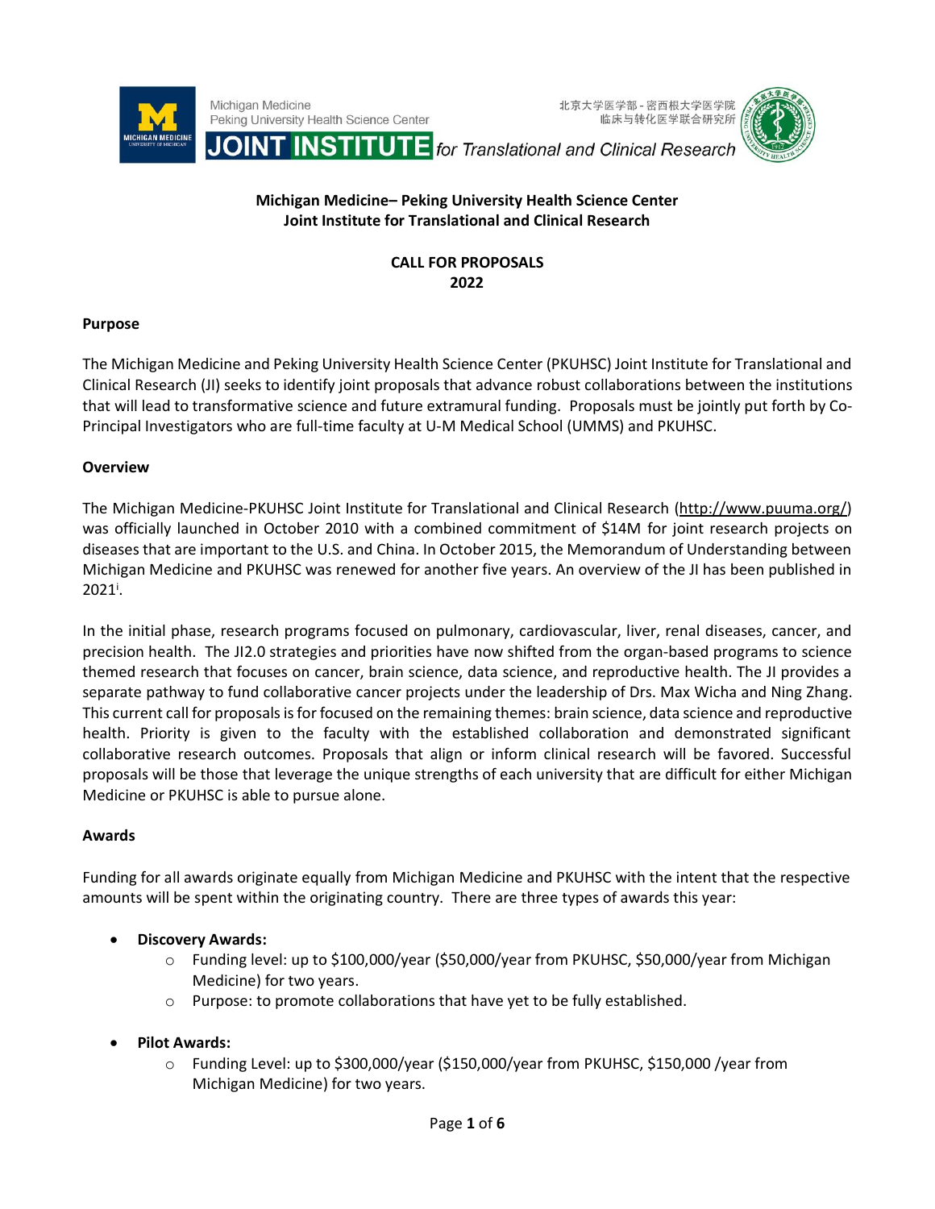Michigan Medicine
Peking University Health Science Center

北京大学医学部 - 密西根大学医学院
临床与转化医学联合研究所

**JOINT INSTITUTE** *for Translational and Clinical Research*

**Michigan Medicine– Peking University Health Science Center**
**Joint Institute for Translational and Clinical Research**

**CALL FOR PROPOSALS**
**2022**

## Purpose

The Michigan Medicine and Peking University Health Science Center (PKUHSC) Joint Institute for Translational and Clinical Research (JI) seeks to identify joint proposals that advance robust collaborations between the institutions that will lead to transformative science and future extramural funding. Proposals must be jointly put forth by Co-Principal Investigators who are full-time faculty at U-M Medical School (UMMS) and PKUHSC.

## Overview

The Michigan Medicine-PKUHSC Joint Institute for Translational and Clinical Research (http://www.puuma.org/) was officially launched in October 2010 with a combined commitment of $14M for joint research projects on diseases that are important to the U.S. and China. In October 2015, the Memorandum of Understanding between Michigan Medicine and PKUHSC was renewed for another five years. An overview of the JI has been published in 2021[i].

In the initial phase, research programs focused on pulmonary, cardiovascular, liver, renal diseases, cancer, and precision health. The JI2.0 strategies and priorities have now shifted from the organ-based programs to science themed research that focuses on cancer, brain science, data science, and reproductive health. The JI provides a separate pathway to fund collaborative cancer projects under the leadership of Drs. Max Wicha and Ning Zhang. This current call for proposals is for focused on the remaining themes: brain science, data science and reproductive health. Priority is given to the faculty with the established collaboration and demonstrated significant collaborative research outcomes. Proposals that align or inform clinical research will be favored. Successful proposals will be those that leverage the unique strengths of each university that are difficult for either Michigan Medicine or PKUHSC is able to pursue alone.

## Awards

Funding for all awards originate equally from Michigan Medicine and PKUHSC with the intent that the respective amounts will be spent within the originating country. There are three types of awards this year:

- **Discovery Awards:**
  - Funding level: up to $100,000/year ($50,000/year from PKUHSC, $50,000/year from Michigan Medicine) for two years.
  - Purpose: to promote collaborations that have yet to be fully established.
- **Pilot Awards:**
  - Funding Level: up to $300,000/year ($150,000/year from PKUHSC, $150,000 /year from Michigan Medicine) for two years.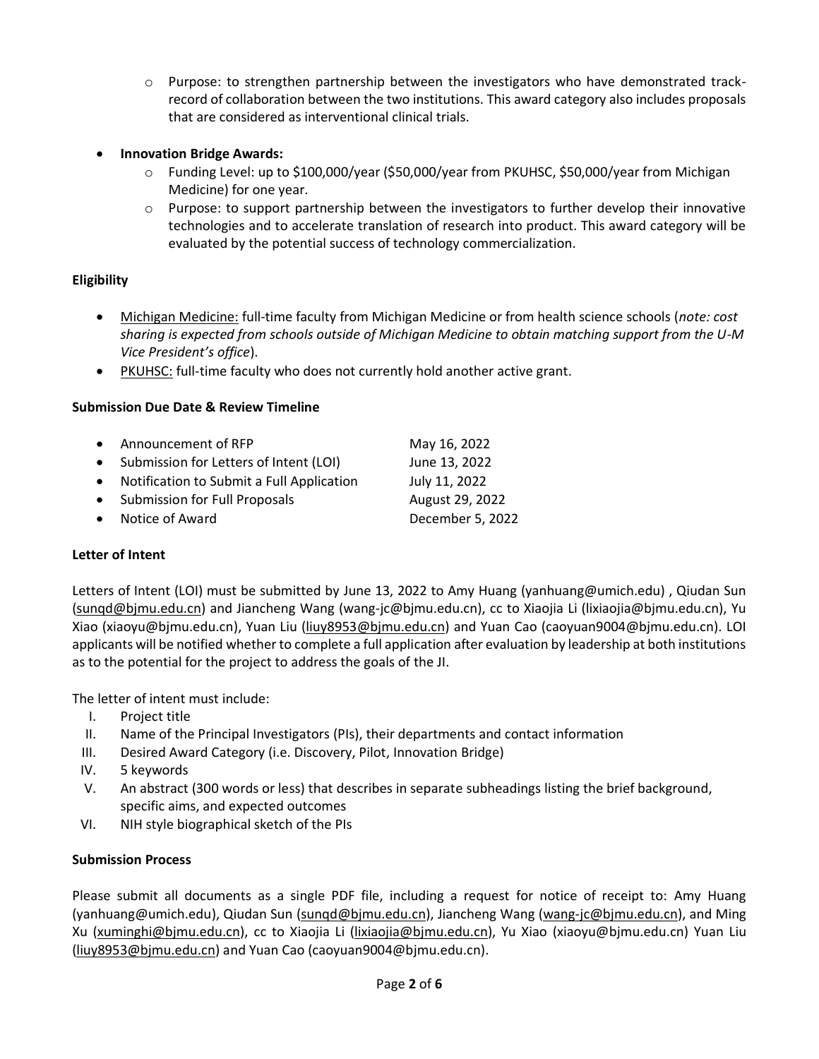- Purpose: to strengthen partnership between the investigators who have demonstrated track-record of collaboration between the two institutions. This award category also includes proposals that are considered as interventional clinical trials.

- **Innovation Bridge Awards:**
  - Funding Level: up to $100,000/year ($50,000/year from PKUHSC, $50,000/year from Michigan Medicine) for one year.
  - Purpose: to support partnership between the investigators to further develop their innovative technologies and to accelerate translation of research into product. This award category will be evaluated by the potential success of technology commercialization.

**Eligibility**

- Michigan Medicine: full-time faculty from Michigan Medicine or from health science schools (*note: cost sharing is expected from schools outside of Michigan Medicine to obtain matching support from the U-M Vice President's office*).
- PKUHSC: full-time faculty who does not currently hold another active grant.

**Submission Due Date & Review Timeline**

- Announcement of RFP — May 16, 2022
- Submission for Letters of Intent (LOI) — June 13, 2022
- Notification to Submit a Full Application — July 11, 2022
- Submission for Full Proposals — August 29, 2022
- Notice of Award — December 5, 2022

**Letter of Intent**

Letters of Intent (LOI) must be submitted by June 13, 2022 to Amy Huang (yanhuang@umich.edu) , Qiudan Sun (sunqd@bjmu.edu.cn) and Jiancheng Wang (wang-jc@bjmu.edu.cn), cc to Xiaojia Li (lixiaojia@bjmu.edu.cn), Yu Xiao (xiaoyu@bjmu.edu.cn), Yuan Liu (liuy8953@bjmu.edu.cn) and Yuan Cao (caoyuan9004@bjmu.edu.cn). LOI applicants will be notified whether to complete a full application after evaluation by leadership at both institutions as to the potential for the project to address the goals of the JI.

The letter of intent must include:

I. Project title
II. Name of the Principal Investigators (PIs), their departments and contact information
III. Desired Award Category (i.e. Discovery, Pilot, Innovation Bridge)
IV. 5 keywords
V. An abstract (300 words or less) that describes in separate subheadings listing the brief background, specific aims, and expected outcomes
VI. NIH style biographical sketch of the PIs

**Submission Process**

Please submit all documents as a single PDF file, including a request for notice of receipt to: Amy Huang (yanhuang@umich.edu), Qiudan Sun (sunqd@bjmu.edu.cn), Jiancheng Wang (wang-jc@bjmu.edu.cn), and Ming Xu (xuminghi@bjmu.edu.cn), cc to Xiaojia Li (lixiaojia@bjmu.edu.cn), Yu Xiao (xiaoyu@bjmu.edu.cn) Yuan Liu (liuy8953@bjmu.edu.cn) and Yuan Cao (caoyuan9004@bjmu.edu.cn).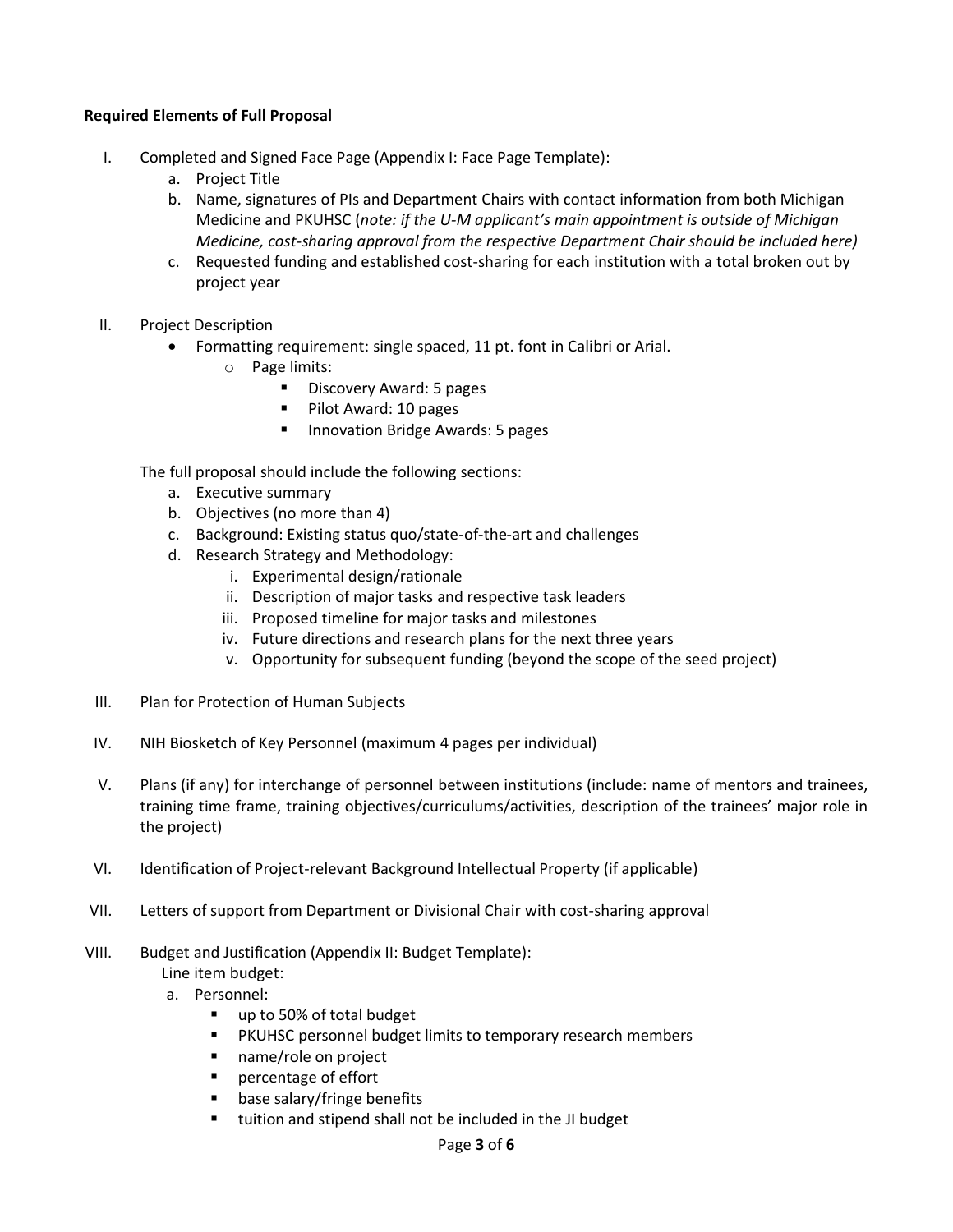**Required Elements of Full Proposal**

I. Completed and Signed Face Page (Appendix I: Face Page Template):
   a. Project Title
   b. Name, signatures of PIs and Department Chairs with contact information from both Michigan Medicine and PKUHSC (*note: if the U-M applicant's main appointment is outside of Michigan Medicine, cost-sharing approval from the respective Department Chair should be included here)*
   c. Requested funding and established cost-sharing for each institution with a total broken out by project year

II. Project Description
   - Formatting requirement: single spaced, 11 pt. font in Calibri or Arial.
     - Page limits:
       - Discovery Award: 5 pages
       - Pilot Award: 10 pages
       - Innovation Bridge Awards: 5 pages

   The full proposal should include the following sections:
   a. Executive summary
   b. Objectives (no more than 4)
   c. Background: Existing status quo/state-of-the-art and challenges
   d. Research Strategy and Methodology:
      i. Experimental design/rationale
      ii. Description of major tasks and respective task leaders
      iii. Proposed timeline for major tasks and milestones
      iv. Future directions and research plans for the next three years
      v. Opportunity for subsequent funding (beyond the scope of the seed project)

III. Plan for Protection of Human Subjects

IV. NIH Biosketch of Key Personnel (maximum 4 pages per individual)

V. Plans (if any) for interchange of personnel between institutions (include: name of mentors and trainees, training time frame, training objectives/curriculums/activities, description of the trainees' major role in the project)

VI. Identification of Project-relevant Background Intellectual Property (if applicable)

VII. Letters of support from Department or Divisional Chair with cost-sharing approval

VIII. Budget and Justification (Appendix II: Budget Template):
   <u>Line item budget:</u>
   a. Personnel:
      - up to 50% of total budget
      - PKUHSC personnel budget limits to temporary research members
      - name/role on project
      - percentage of effort
      - base salary/fringe benefits
      - tuition and stipend shall not be included in the JI budget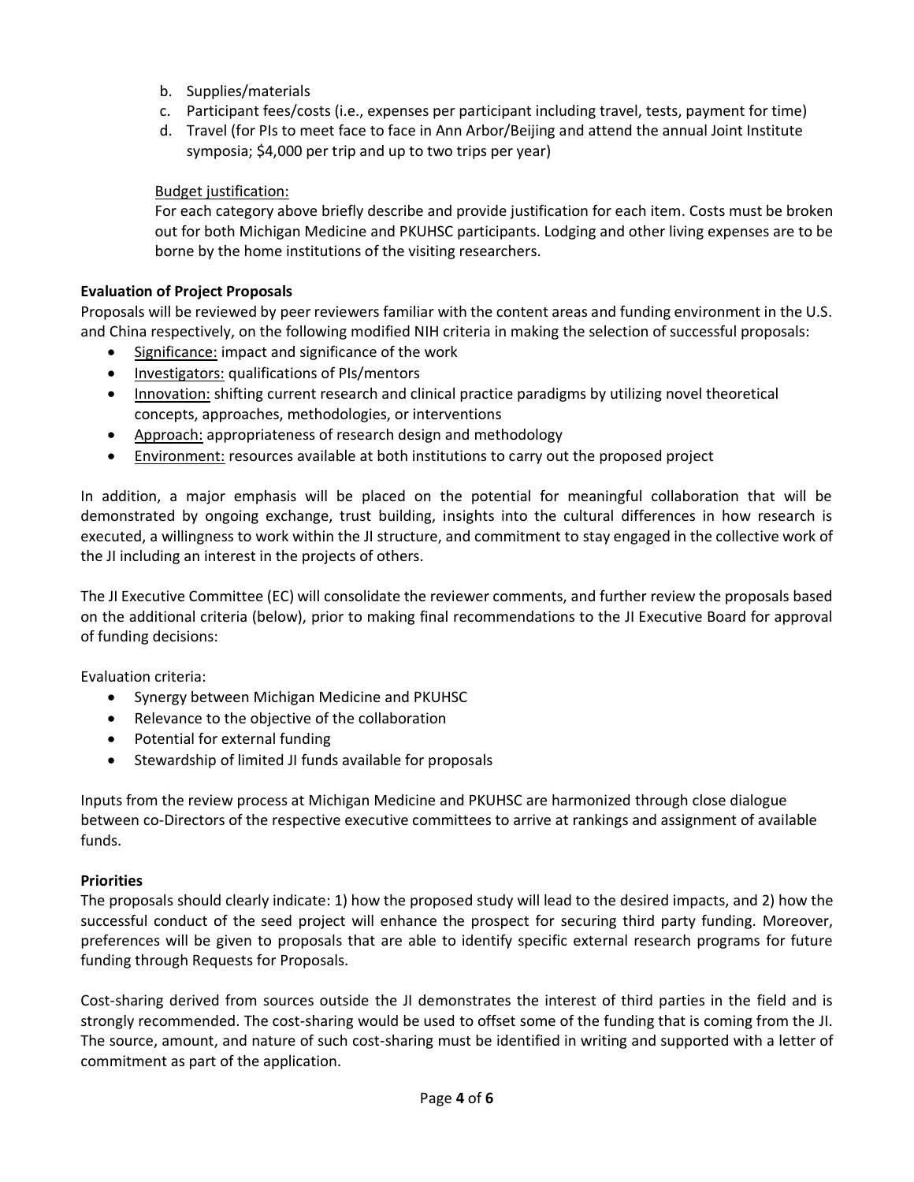b. Supplies/materials
c. Participant fees/costs (i.e., expenses per participant including travel, tests, payment for time)
d. Travel (for PIs to meet face to face in Ann Arbor/Beijing and attend the annual Joint Institute symposia; $4,000 per trip and up to two trips per year)

Budget justification:

For each category above briefly describe and provide justification for each item. Costs must be broken out for both Michigan Medicine and PKUHSC participants. Lodging and other living expenses are to be borne by the home institutions of the visiting researchers.

**Evaluation of Project Proposals**

Proposals will be reviewed by peer reviewers familiar with the content areas and funding environment in the U.S. and China respectively, on the following modified NIH criteria in making the selection of successful proposals:

- Significance: impact and significance of the work
- Investigators: qualifications of PIs/mentors
- Innovation: shifting current research and clinical practice paradigms by utilizing novel theoretical concepts, approaches, methodologies, or interventions
- Approach: appropriateness of research design and methodology
- Environment: resources available at both institutions to carry out the proposed project

In addition, a major emphasis will be placed on the potential for meaningful collaboration that will be demonstrated by ongoing exchange, trust building, insights into the cultural differences in how research is executed, a willingness to work within the JI structure, and commitment to stay engaged in the collective work of the JI including an interest in the projects of others.

The JI Executive Committee (EC) will consolidate the reviewer comments, and further review the proposals based on the additional criteria (below), prior to making final recommendations to the JI Executive Board for approval of funding decisions:

Evaluation criteria:

- Synergy between Michigan Medicine and PKUHSC
- Relevance to the objective of the collaboration
- Potential for external funding
- Stewardship of limited JI funds available for proposals

Inputs from the review process at Michigan Medicine and PKUHSC are harmonized through close dialogue between co-Directors of the respective executive committees to arrive at rankings and assignment of available funds.

**Priorities**

The proposals should clearly indicate: 1) how the proposed study will lead to the desired impacts, and 2) how the successful conduct of the seed project will enhance the prospect for securing third party funding. Moreover, preferences will be given to proposals that are able to identify specific external research programs for future funding through Requests for Proposals.

Cost-sharing derived from sources outside the JI demonstrates the interest of third parties in the field and is strongly recommended. The cost-sharing would be used to offset some of the funding that is coming from the JI. The source, amount, and nature of such cost-sharing must be identified in writing and supported with a letter of commitment as part of the application.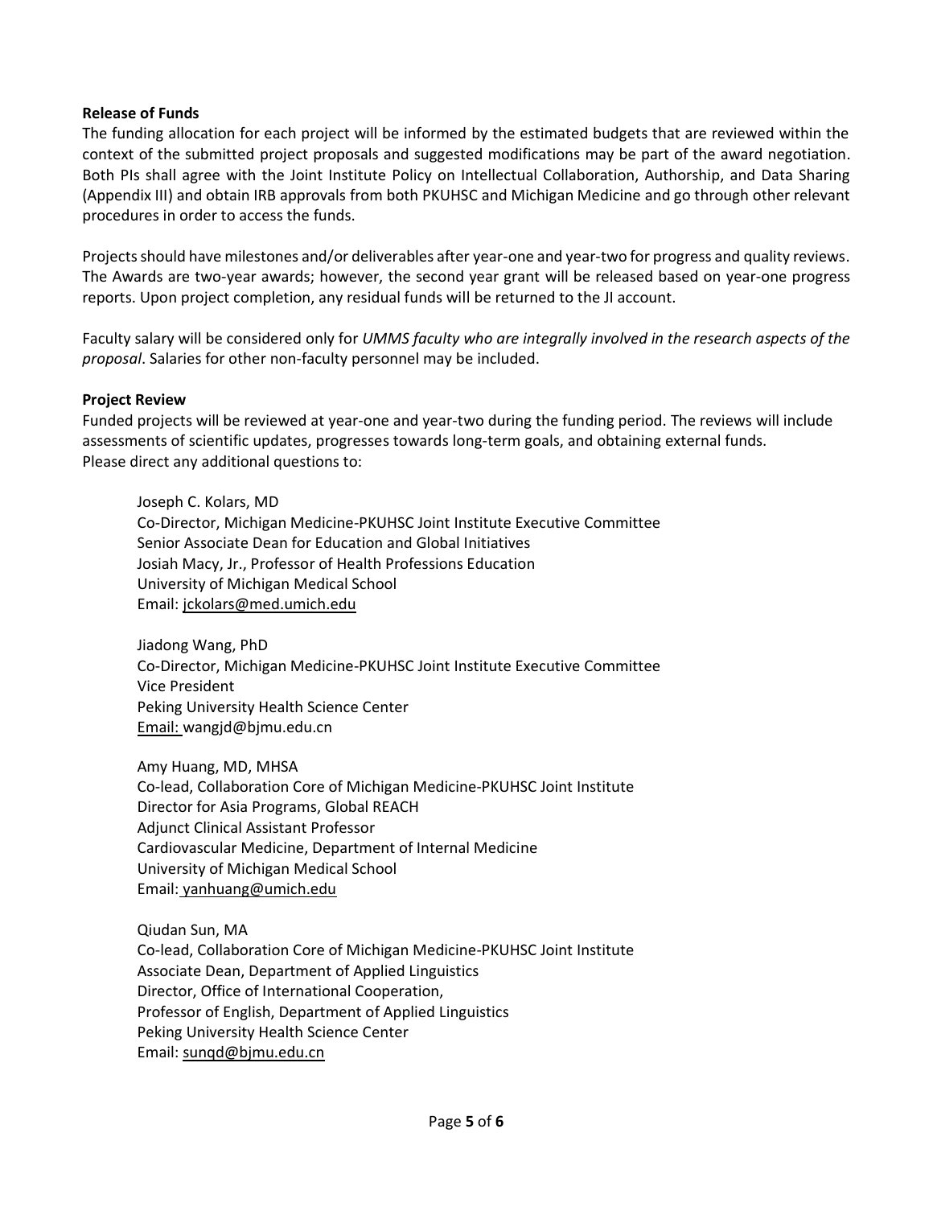**Release of Funds**

The funding allocation for each project will be informed by the estimated budgets that are reviewed within the context of the submitted project proposals and suggested modifications may be part of the award negotiation. Both PIs shall agree with the Joint Institute Policy on Intellectual Collaboration, Authorship, and Data Sharing (Appendix III) and obtain IRB approvals from both PKUHSC and Michigan Medicine and go through other relevant procedures in order to access the funds.

Projects should have milestones and/or deliverables after year-one and year-two for progress and quality reviews. The Awards are two-year awards; however, the second year grant will be released based on year-one progress reports. Upon project completion, any residual funds will be returned to the JI account.

Faculty salary will be considered only for *UMMS faculty who are integrally involved in the research aspects of the proposal*. Salaries for other non-faculty personnel may be included.

**Project Review**

Funded projects will be reviewed at year-one and year-two during the funding period. The reviews will include assessments of scientific updates, progresses towards long-term goals, and obtaining external funds.
Please direct any additional questions to:

Joseph C. Kolars, MD
Co-Director, Michigan Medicine-PKUHSC Joint Institute Executive Committee
Senior Associate Dean for Education and Global Initiatives
Josiah Macy, Jr., Professor of Health Professions Education
University of Michigan Medical School
Email: jckolars@med.umich.edu

Jiadong Wang, PhD
Co-Director, Michigan Medicine-PKUHSC Joint Institute Executive Committee
Vice President
Peking University Health Science Center
Email: wangjd@bjmu.edu.cn

Amy Huang, MD, MHSA
Co-lead, Collaboration Core of Michigan Medicine-PKUHSC Joint Institute
Director for Asia Programs, Global REACH
Adjunct Clinical Assistant Professor
Cardiovascular Medicine, Department of Internal Medicine
University of Michigan Medical School
Email: yanhuang@umich.edu

Qiudan Sun, MA
Co-lead, Collaboration Core of Michigan Medicine-PKUHSC Joint Institute
Associate Dean, Department of Applied Linguistics
Director, Office of International Cooperation,
Professor of English, Department of Applied Linguistics
Peking University Health Science Center
Email: sunqd@bjmu.edu.cn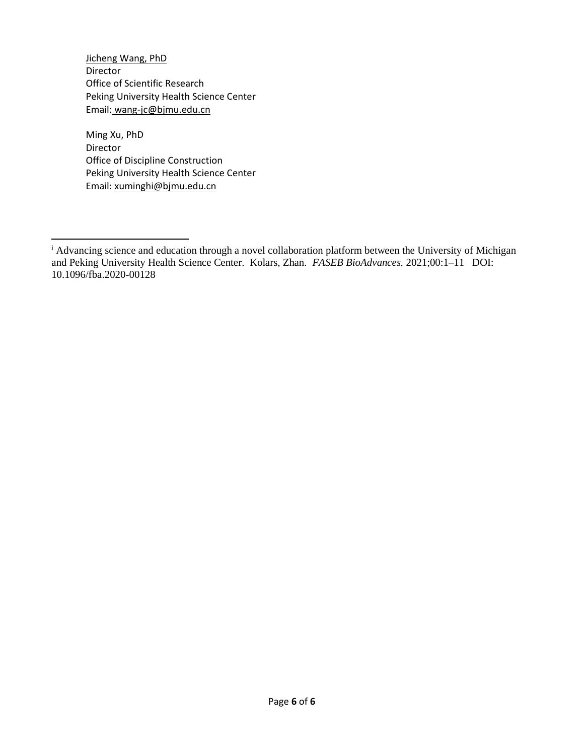Jicheng Wang, PhD
Director
Office of Scientific Research
Peking University Health Science Center
Email: wang-jc@bjmu.edu.cn

Ming Xu, PhD
Director
Office of Discipline Construction
Peking University Health Science Center
Email: xuminghi@bjmu.edu.cn

---

[i] Advancing science and education through a novel collaboration platform between the University of Michigan and Peking University Health Science Center. Kolars, Zhan. *FASEB BioAdvances.* 2021;00:1–11 DOI: 10.1096/fba.2020-00128